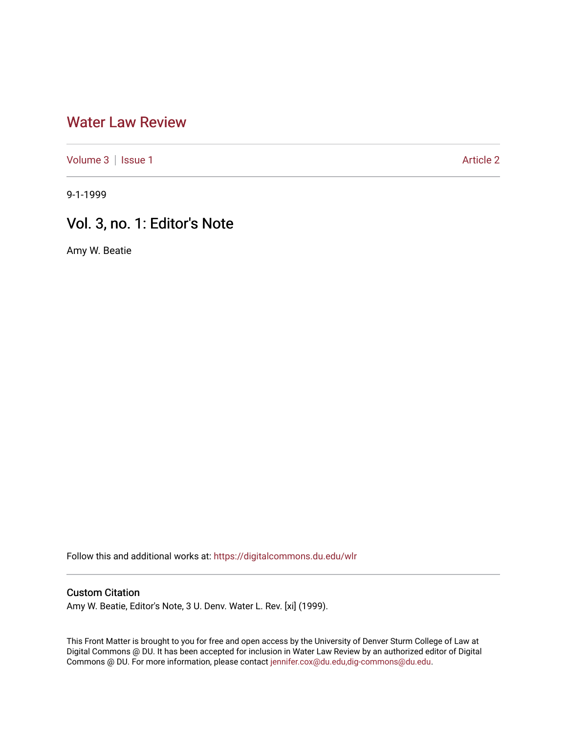# Water Law Review

Volume 3 | Issue 1 Article 2

9-1-1999

## Vol. 3, no. 1: Editor's Note

Amy W. Beatie

Follow this and additional works at: https://digitalcommons.du.edu/wlr

### Custom Citation

Amy W. Beatie, Editor's Note, 3 U. Denv. Water L. Rev. [xi] (1999).

This Front Matter is brought to you for free and open access by the University of Denver Sturm College of Law at Digital Commons @ DU. It has been accepted for inclusion in Water Law Review by an authorized editor of Digital Commons @ DU. For more information, please contact jennifer.cox@du.edu,dig-commons@du.edu.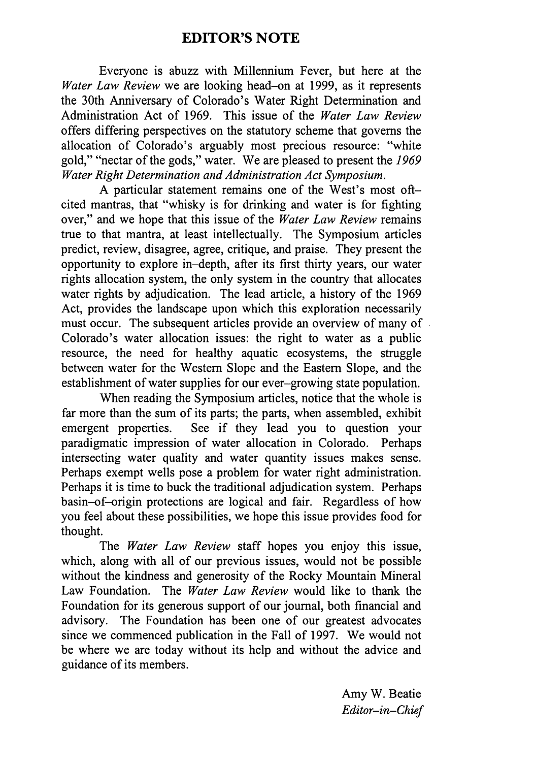## EDITOR'S NOTE

Everyone is abuzz with Millennium Fever, but here at the *Water Law Review* we are looking head–on at 1999, as it represents the 30th Anniversary of Colorado's Water Right Determination and Administration Act of 1969. This issue of the *Water Law Review* offers differing perspectives on the statutory scheme that governs the allocation of Colorado's arguably most precious resource: "white gold," "nectar of the gods," water. We are pleased to present the *1969 Water Right Determination and Administration Act Symposium*.

A particular statement remains one of the West's most oft–cited mantras, that "whisky is for drinking and water is for fighting over," and we hope that this issue of the *Water Law Review* remains true to that mantra, at least intellectually. The Symposium articles predict, review, disagree, agree, critique, and praise. They present the opportunity to explore in–depth, after its first thirty years, our water rights allocation system, the only system in the country that allocates water rights by adjudication. The lead article, a history of the 1969 Act, provides the landscape upon which this exploration necessarily must occur. The subsequent articles provide an overview of many of Colorado's water allocation issues: the right to water as a public resource, the need for healthy aquatic ecosystems, the struggle between water for the Western Slope and the Eastern Slope, and the establishment of water supplies for our ever–growing state population.

When reading the Symposium articles, notice that the whole is far more than the sum of its parts; the parts, when assembled, exhibit emergent properties. See if they lead you to question your paradigmatic impression of water allocation in Colorado. Perhaps intersecting water quality and water quantity issues makes sense. Perhaps exempt wells pose a problem for water right administration. Perhaps it is time to buck the traditional adjudication system. Perhaps basin–of–origin protections are logical and fair. Regardless of how you feel about these possibilities, we hope this issue provides food for thought.

The *Water Law Review* staff hopes you enjoy this issue, which, along with all of our previous issues, would not be possible without the kindness and generosity of the Rocky Mountain Mineral Law Foundation. The *Water Law Review* would like to thank the Foundation for its generous support of our journal, both financial and advisory. The Foundation has been one of our greatest advocates since we commenced publication in the Fall of 1997. We would not be where we are today without its help and without the advice and guidance of its members.

Amy W. Beatie
*Editor–in–Chief*